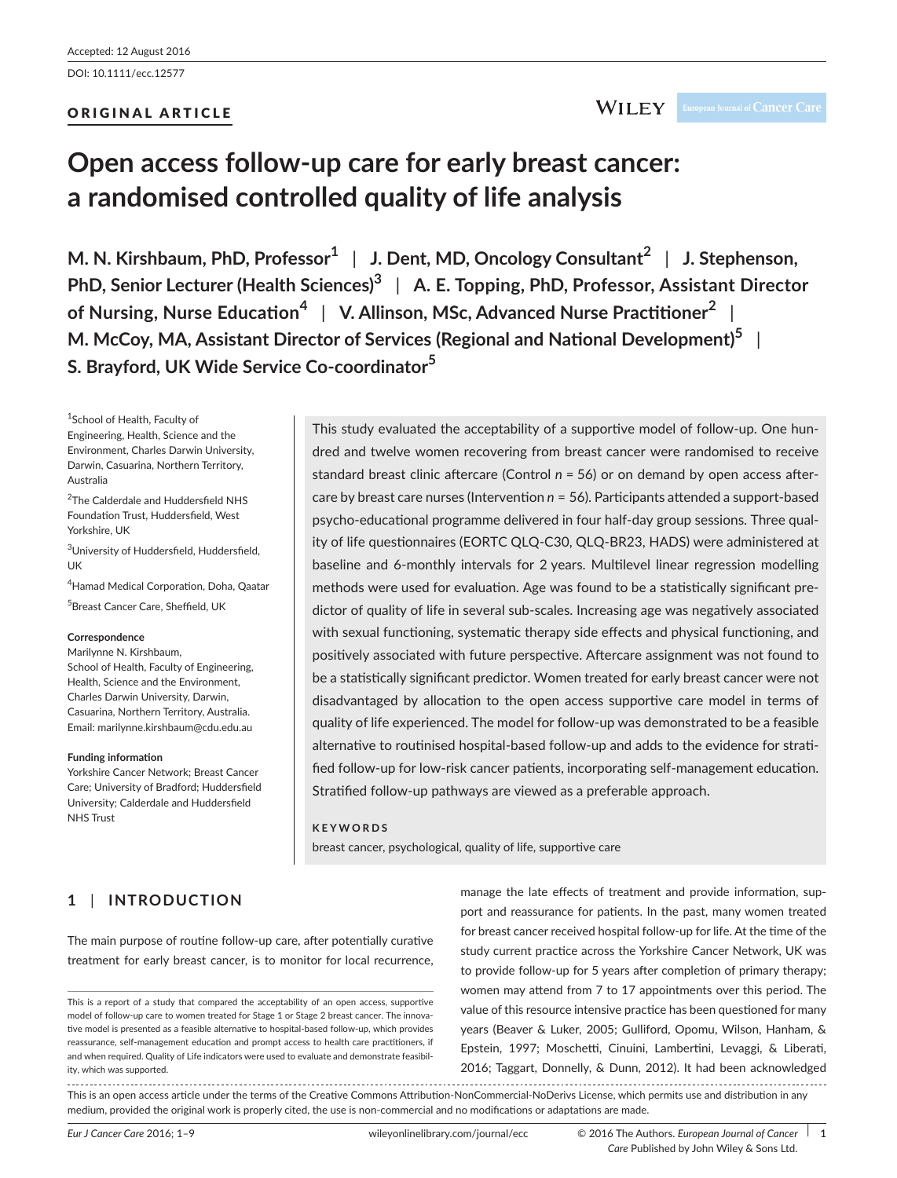Accepted: 12 August 2016

DOI: 10.1111/ecc.12577

ORIGINAL ARTICLE

# Open access follow-up care for early breast cancer: a randomised controlled quality of life analysis

**M. N. Kirshbaum, PhD, Professor[1] | J. Dent, MD, Oncology Consultant[2] | J. Stephenson, PhD, Senior Lecturer (Health Sciences)[3] | A. E. Topping, PhD, Professor, Assistant Director of Nursing, Nurse Education[4] | V. Allinson, MSc, Advanced Nurse Practitioner[2] | M. McCoy, MA, Assistant Director of Services (Regional and National Development)[5] | S. Brayford, UK Wide Service Co-coordinator[5]**

[1]School of Health, Faculty of Engineering, Health, Science and the Environment, Charles Darwin University, Darwin, Casuarina, Northern Territory, Australia

[2]The Calderdale and Huddersfield NHS Foundation Trust, Huddersfield, West Yorkshire, UK

[3]University of Huddersfield, Huddersfield, UK

[4]Hamad Medical Corporation, Doha, Qaatar

[5]Breast Cancer Care, Sheffield, UK

**Correspondence**
Marilynne N. Kirshbaum, School of Health, Faculty of Engineering, Health, Science and the Environment, Charles Darwin University, Darwin, Casuarina, Northern Territory, Australia.
Email: marilynne.kirshbaum@cdu.edu.au

**Funding information**
Yorkshire Cancer Network; Breast Cancer Care; University of Bradford; Huddersfield University; Calderdale and Huddersfield NHS Trust

This study evaluated the acceptability of a supportive model of follow-up. One hundred and twelve women recovering from breast cancer were randomised to receive standard breast clinic aftercare (Control *n* = 56) or on demand by open access aftercare by breast care nurses (Intervention *n* = 56). Participants attended a support-based psycho-educational programme delivered in four half-day group sessions. Three quality of life questionnaires (EORTC QLQ-C30, QLQ-BR23, HADS) were administered at baseline and 6-monthly intervals for 2 years. Multilevel linear regression modelling methods were used for evaluation. Age was found to be a statistically significant predictor of quality of life in several sub-scales. Increasing age was negatively associated with sexual functioning, systematic therapy side effects and physical functioning, and positively associated with future perspective. Aftercare assignment was not found to be a statistically significant predictor. Women treated for early breast cancer were not disadvantaged by allocation to the open access supportive care model in terms of quality of life experienced. The model for follow-up was demonstrated to be a feasible alternative to routinised hospital-based follow-up and adds to the evidence for stratified follow-up for low-risk cancer patients, incorporating self-management education. Stratified follow-up pathways are viewed as a preferable approach.

**KEYWORDS**

breast cancer, psychological, quality of life, supportive care

## 1 | INTRODUCTION

The main purpose of routine follow-up care, after potentially curative treatment for early breast cancer, is to monitor for local recurrence, manage the late effects of treatment and provide information, support and reassurance for patients. In the past, many women treated for breast cancer received hospital follow-up for life. At the time of the study current practice across the Yorkshire Cancer Network, UK was to provide follow-up for 5 years after completion of primary therapy; women may attend from 7 to 17 appointments over this period. The value of this resource intensive practice has been questioned for many years (Beaver & Luker, 2005; Gulliford, Opomu, Wilson, Hanham, & Epstein, 1997; Moschetti, Cinuini, Lambertini, Levaggi, & Liberati, 2016; Taggart, Donnelly, & Dunn, 2012). It had been acknowledged

This is a report of a study that compared the acceptability of an open access, supportive model of follow-up care to women treated for Stage 1 or Stage 2 breast cancer. The innovative model is presented as a feasible alternative to hospital-based follow-up, which provides reassurance, self-management education and prompt access to health care practitioners, if and when required. Quality of Life indicators were used to evaluate and demonstrate feasibility, which was supported.

This is an open access article under the terms of the Creative Commons Attribution-NonCommercial-NoDerivs License, which permits use and distribution in any medium, provided the original work is properly cited, the use is non-commercial and no modifications or adaptations are made.

© 2016 The Authors. *European Journal of Cancer Care* Published by John Wiley & Sons Ltd.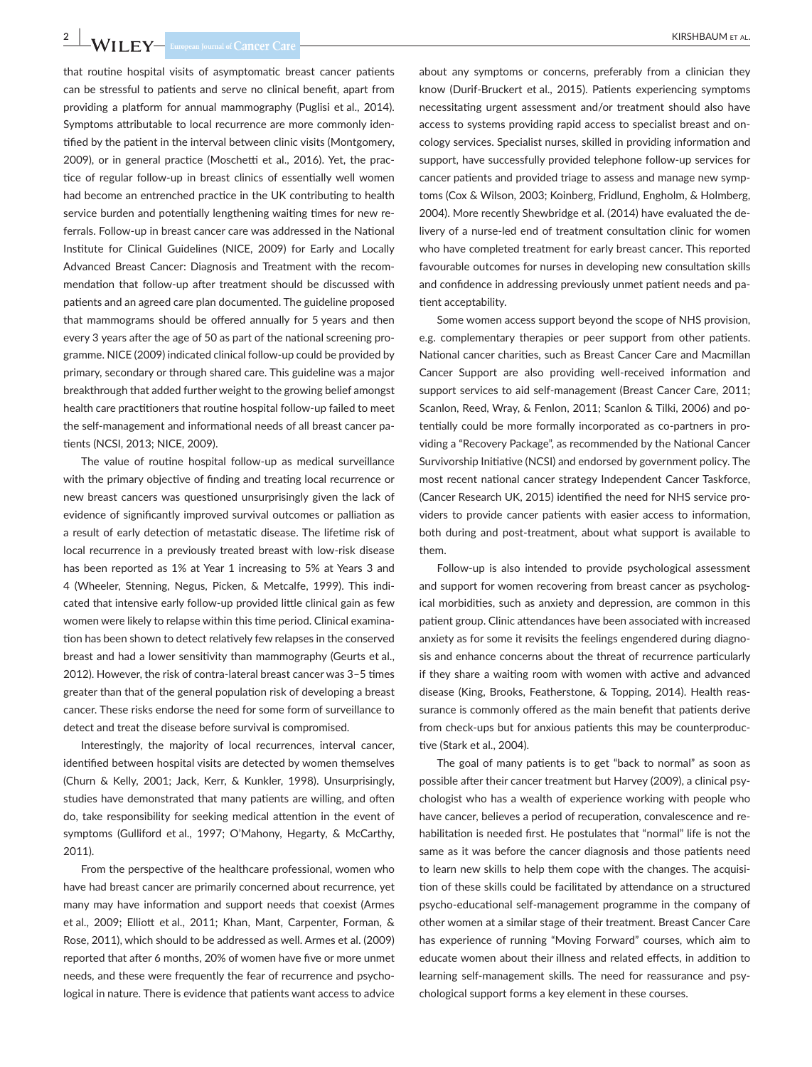that routine hospital visits of asymptomatic breast cancer patients can be stressful to patients and serve no clinical benefit, apart from providing a platform for annual mammography (Puglisi et al., 2014). Symptoms attributable to local recurrence are more commonly identified by the patient in the interval between clinic visits (Montgomery, 2009), or in general practice (Moschetti et al., 2016). Yet, the practice of regular follow-up in breast clinics of essentially well women had become an entrenched practice in the UK contributing to health service burden and potentially lengthening waiting times for new referrals. Follow-up in breast cancer care was addressed in the National Institute for Clinical Guidelines (NICE, 2009) for Early and Locally Advanced Breast Cancer: Diagnosis and Treatment with the recommendation that follow-up after treatment should be discussed with patients and an agreed care plan documented. The guideline proposed that mammograms should be offered annually for 5 years and then every 3 years after the age of 50 as part of the national screening programme. NICE (2009) indicated clinical follow-up could be provided by primary, secondary or through shared care. This guideline was a major breakthrough that added further weight to the growing belief amongst health care practitioners that routine hospital follow-up failed to meet the self-management and informational needs of all breast cancer patients (NCSI, 2013; NICE, 2009).

The value of routine hospital follow-up as medical surveillance with the primary objective of finding and treating local recurrence or new breast cancers was questioned unsurprisingly given the lack of evidence of significantly improved survival outcomes or palliation as a result of early detection of metastatic disease. The lifetime risk of local recurrence in a previously treated breast with low-risk disease has been reported as 1% at Year 1 increasing to 5% at Years 3 and 4 (Wheeler, Stenning, Negus, Picken, & Metcalfe, 1999). This indicated that intensive early follow-up provided little clinical gain as few women were likely to relapse within this time period. Clinical examination has been shown to detect relatively few relapses in the conserved breast and had a lower sensitivity than mammography (Geurts et al., 2012). However, the risk of contra-lateral breast cancer was 3–5 times greater than that of the general population risk of developing a breast cancer. These risks endorse the need for some form of surveillance to detect and treat the disease before survival is compromised.

Interestingly, the majority of local recurrences, interval cancer, identified between hospital visits are detected by women themselves (Churn & Kelly, 2001; Jack, Kerr, & Kunkler, 1998). Unsurprisingly, studies have demonstrated that many patients are willing, and often do, take responsibility for seeking medical attention in the event of symptoms (Gulliford et al., 1997; O'Mahony, Hegarty, & McCarthy, 2011).

From the perspective of the healthcare professional, women who have had breast cancer are primarily concerned about recurrence, yet many may have information and support needs that coexist (Armes et al., 2009; Elliott et al., 2011; Khan, Mant, Carpenter, Forman, & Rose, 2011), which should to be addressed as well. Armes et al. (2009) reported that after 6 months, 20% of women have five or more unmet needs, and these were frequently the fear of recurrence and psychological in nature. There is evidence that patients want access to advice about any symptoms or concerns, preferably from a clinician they know (Durif-Bruckert et al., 2015). Patients experiencing symptoms necessitating urgent assessment and/or treatment should also have access to systems providing rapid access to specialist breast and oncology services. Specialist nurses, skilled in providing information and support, have successfully provided telephone follow-up services for cancer patients and provided triage to assess and manage new symptoms (Cox & Wilson, 2003; Koinberg, Fridlund, Engholm, & Holmberg, 2004). More recently Shewbridge et al. (2014) have evaluated the delivery of a nurse-led end of treatment consultation clinic for women who have completed treatment for early breast cancer. This reported favourable outcomes for nurses in developing new consultation skills and confidence in addressing previously unmet patient needs and patient acceptability.

Some women access support beyond the scope of NHS provision, e.g. complementary therapies or peer support from other patients. National cancer charities, such as Breast Cancer Care and Macmillan Cancer Support are also providing well-received information and support services to aid self-management (Breast Cancer Care, 2011; Scanlon, Reed, Wray, & Fenlon, 2011; Scanlon & Tilki, 2006) and potentially could be more formally incorporated as co-partners in providing a "Recovery Package", as recommended by the National Cancer Survivorship Initiative (NCSI) and endorsed by government policy. The most recent national cancer strategy Independent Cancer Taskforce, (Cancer Research UK, 2015) identified the need for NHS service providers to provide cancer patients with easier access to information, both during and post-treatment, about what support is available to them.

Follow-up is also intended to provide psychological assessment and support for women recovering from breast cancer as psychological morbidities, such as anxiety and depression, are common in this patient group. Clinic attendances have been associated with increased anxiety as for some it revisits the feelings engendered during diagnosis and enhance concerns about the threat of recurrence particularly if they share a waiting room with women with active and advanced disease (King, Brooks, Featherstone, & Topping, 2014). Health reassurance is commonly offered as the main benefit that patients derive from check-ups but for anxious patients this may be counterproductive (Stark et al., 2004).

The goal of many patients is to get "back to normal" as soon as possible after their cancer treatment but Harvey (2009), a clinical psychologist who has a wealth of experience working with people who have cancer, believes a period of recuperation, convalescence and rehabilitation is needed first. He postulates that "normal" life is not the same as it was before the cancer diagnosis and those patients need to learn new skills to help them cope with the changes. The acquisition of these skills could be facilitated by attendance on a structured psycho-educational self-management programme in the company of other women at a similar stage of their treatment. Breast Cancer Care has experience of running "Moving Forward" courses, which aim to educate women about their illness and related effects, in addition to learning self-management skills. The need for reassurance and psychological support forms a key element in these courses.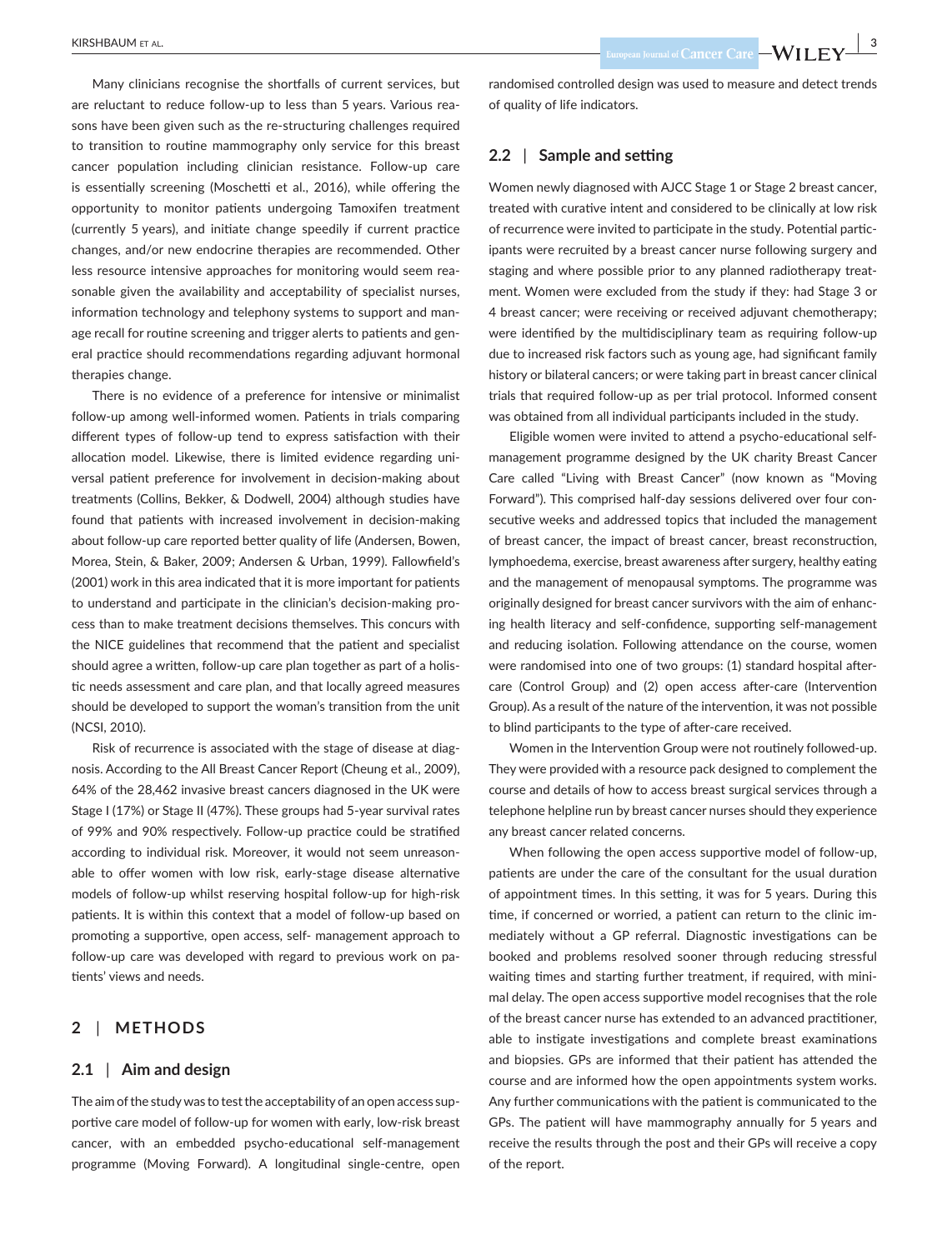Many clinicians recognise the shortfalls of current services, but are reluctant to reduce follow-up to less than 5 years. Various reasons have been given such as the re-structuring challenges required to transition to routine mammography only service for this breast cancer population including clinician resistance. Follow-up care is essentially screening (Moschetti et al., 2016), while offering the opportunity to monitor patients undergoing Tamoxifen treatment (currently 5 years), and initiate change speedily if current practice changes, and/or new endocrine therapies are recommended. Other less resource intensive approaches for monitoring would seem reasonable given the availability and acceptability of specialist nurses, information technology and telephony systems to support and manage recall for routine screening and trigger alerts to patients and general practice should recommendations regarding adjuvant hormonal therapies change.

There is no evidence of a preference for intensive or minimalist follow-up among well-informed women. Patients in trials comparing different types of follow-up tend to express satisfaction with their allocation model. Likewise, there is limited evidence regarding universal patient preference for involvement in decision-making about treatments (Collins, Bekker, & Dodwell, 2004) although studies have found that patients with increased involvement in decision-making about follow-up care reported better quality of life (Andersen, Bowen, Morea, Stein, & Baker, 2009; Andersen & Urban, 1999). Fallowfield's (2001) work in this area indicated that it is more important for patients to understand and participate in the clinician's decision-making process than to make treatment decisions themselves. This concurs with the NICE guidelines that recommend that the patient and specialist should agree a written, follow-up care plan together as part of a holistic needs assessment and care plan, and that locally agreed measures should be developed to support the woman's transition from the unit (NCSI, 2010).

Risk of recurrence is associated with the stage of disease at diagnosis. According to the All Breast Cancer Report (Cheung et al., 2009), 64% of the 28,462 invasive breast cancers diagnosed in the UK were Stage I (17%) or Stage II (47%). These groups had 5-year survival rates of 99% and 90% respectively. Follow-up practice could be stratified according to individual risk. Moreover, it would not seem unreasonable to offer women with low risk, early-stage disease alternative models of follow-up whilst reserving hospital follow-up for high-risk patients. It is within this context that a model of follow-up based on promoting a supportive, open access, self- management approach to follow-up care was developed with regard to previous work on patients' views and needs.

## 2 | METHODS

### 2.1 | Aim and design

The aim of the study was to test the acceptability of an open access supportive care model of follow-up for women with early, low-risk breast cancer, with an embedded psycho-educational self-management programme (Moving Forward). A longitudinal single-centre, open randomised controlled design was used to measure and detect trends of quality of life indicators.

### 2.2 | Sample and setting

Women newly diagnosed with AJCC Stage 1 or Stage 2 breast cancer, treated with curative intent and considered to be clinically at low risk of recurrence were invited to participate in the study. Potential participants were recruited by a breast cancer nurse following surgery and staging and where possible prior to any planned radiotherapy treatment. Women were excluded from the study if they: had Stage 3 or 4 breast cancer; were receiving or received adjuvant chemotherapy; were identified by the multidisciplinary team as requiring follow-up due to increased risk factors such as young age, had significant family history or bilateral cancers; or were taking part in breast cancer clinical trials that required follow-up as per trial protocol. Informed consent was obtained from all individual participants included in the study.

Eligible women were invited to attend a psycho-educational self-management programme designed by the UK charity Breast Cancer Care called "Living with Breast Cancer" (now known as "Moving Forward"). This comprised half-day sessions delivered over four consecutive weeks and addressed topics that included the management of breast cancer, the impact of breast cancer, breast reconstruction, lymphoedema, exercise, breast awareness after surgery, healthy eating and the management of menopausal symptoms. The programme was originally designed for breast cancer survivors with the aim of enhancing health literacy and self-confidence, supporting self-management and reducing isolation. Following attendance on the course, women were randomised into one of two groups: (1) standard hospital aftercare (Control Group) and (2) open access after-care (Intervention Group). As a result of the nature of the intervention, it was not possible to blind participants to the type of after-care received.

Women in the Intervention Group were not routinely followed-up. They were provided with a resource pack designed to complement the course and details of how to access breast surgical services through a telephone helpline run by breast cancer nurses should they experience any breast cancer related concerns.

When following the open access supportive model of follow-up, patients are under the care of the consultant for the usual duration of appointment times. In this setting, it was for 5 years. During this time, if concerned or worried, a patient can return to the clinic immediately without a GP referral. Diagnostic investigations can be booked and problems resolved sooner through reducing stressful waiting times and starting further treatment, if required, with minimal delay. The open access supportive model recognises that the role of the breast cancer nurse has extended to an advanced practitioner, able to instigate investigations and complete breast examinations and biopsies. GPs are informed that their patient has attended the course and are informed how the open appointments system works. Any further communications with the patient is communicated to the GPs. The patient will have mammography annually for 5 years and receive the results through the post and their GPs will receive a copy of the report.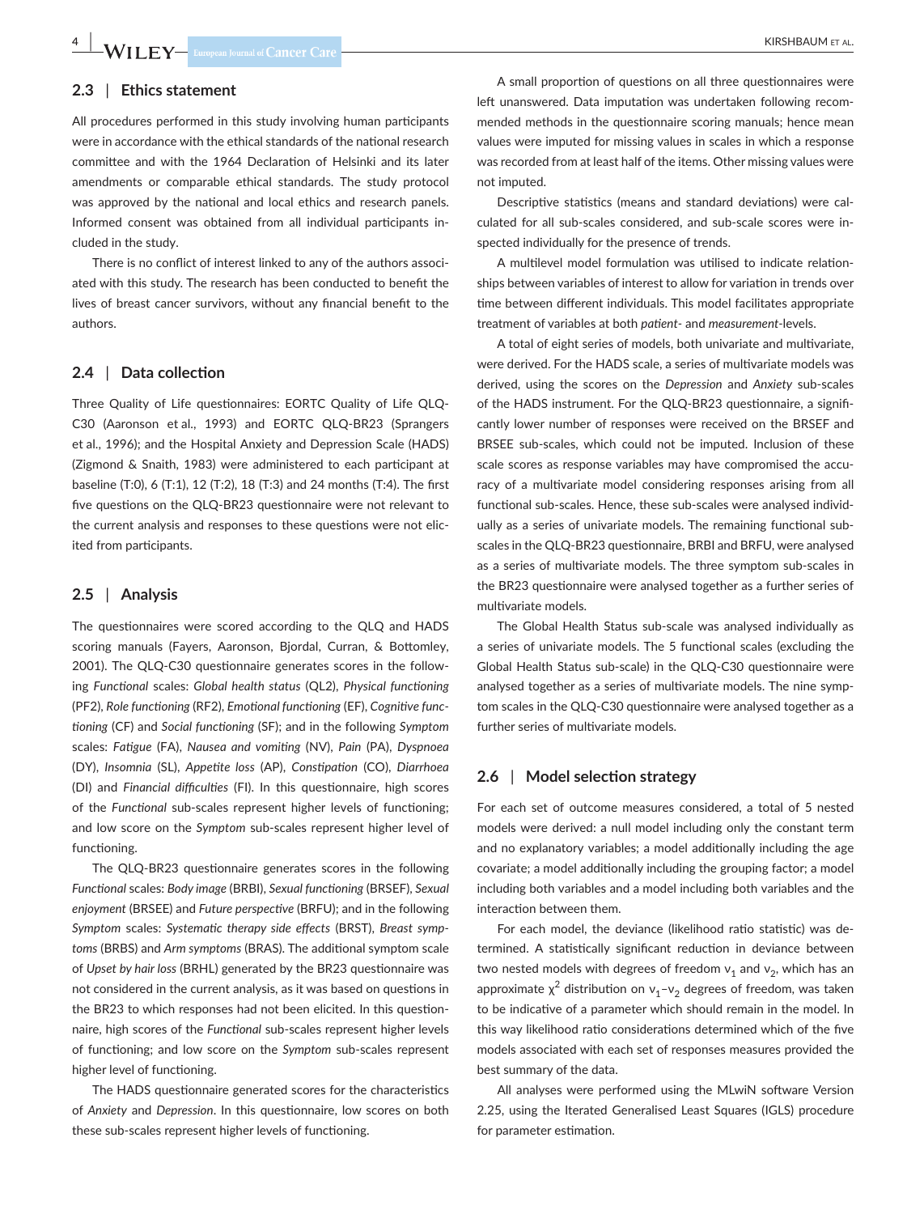### 2.3 | Ethics statement

All procedures performed in this study involving human participants were in accordance with the ethical standards of the national research committee and with the 1964 Declaration of Helsinki and its later amendments or comparable ethical standards. The study protocol was approved by the national and local ethics and research panels. Informed consent was obtained from all individual participants included in the study.

There is no conflict of interest linked to any of the authors associated with this study. The research has been conducted to benefit the lives of breast cancer survivors, without any financial benefit to the authors.

### 2.4 | Data collection

Three Quality of Life questionnaires: EORTC Quality of Life QLQ-C30 (Aaronson et al., 1993) and EORTC QLQ-BR23 (Sprangers et al., 1996); and the Hospital Anxiety and Depression Scale (HADS) (Zigmond & Snaith, 1983) were administered to each participant at baseline (T:0), 6 (T:1), 12 (T:2), 18 (T:3) and 24 months (T:4). The first five questions on the QLQ-BR23 questionnaire were not relevant to the current analysis and responses to these questions were not elicited from participants.

### 2.5 | Analysis

The questionnaires were scored according to the QLQ and HADS scoring manuals (Fayers, Aaronson, Bjordal, Curran, & Bottomley, 2001). The QLQ-C30 questionnaire generates scores in the following *Functional* scales: *Global health status* (QL2), *Physical functioning* (PF2), *Role functioning* (RF2), *Emotional functioning* (EF), *Cognitive functioning* (CF) and *Social functioning* (SF); and in the following *Symptom* scales: *Fatigue* (FA), *Nausea and vomiting* (NV), *Pain* (PA), *Dyspnoea* (DY), *Insomnia* (SL), *Appetite loss* (AP), *Constipation* (CO), *Diarrhoea* (DI) and *Financial difficulties* (FI). In this questionnaire, high scores of the *Functional* sub-scales represent higher levels of functioning; and low score on the *Symptom* sub-scales represent higher level of functioning.

The QLQ-BR23 questionnaire generates scores in the following *Functional* scales: *Body image* (BRBI), *Sexual functioning* (BRSEF), *Sexual enjoyment* (BRSEE) and *Future perspective* (BRFU); and in the following *Symptom* scales: *Systematic therapy side effects* (BRST), *Breast symptoms* (BRBS) and *Arm symptoms* (BRAS). The additional symptom scale of *Upset by hair loss* (BRHL) generated by the BR23 questionnaire was not considered in the current analysis, as it was based on questions in the BR23 to which responses had not been elicited. In this questionnaire, high scores of the *Functional* sub-scales represent higher levels of functioning; and low score on the *Symptom* sub-scales represent higher level of functioning.

The HADS questionnaire generated scores for the characteristics of *Anxiety* and *Depression*. In this questionnaire, low scores on both these sub-scales represent higher levels of functioning.

A small proportion of questions on all three questionnaires were left unanswered. Data imputation was undertaken following recommended methods in the questionnaire scoring manuals; hence mean values were imputed for missing values in scales in which a response was recorded from at least half of the items. Other missing values were not imputed.

Descriptive statistics (means and standard deviations) were calculated for all sub-scales considered, and sub-scale scores were inspected individually for the presence of trends.

A multilevel model formulation was utilised to indicate relationships between variables of interest to allow for variation in trends over time between different individuals. This model facilitates appropriate treatment of variables at both *patient*- and *measurement*-levels.

A total of eight series of models, both univariate and multivariate, were derived. For the HADS scale, a series of multivariate models was derived, using the scores on the *Depression* and *Anxiety* sub-scales of the HADS instrument. For the QLQ-BR23 questionnaire, a significantly lower number of responses were received on the BRSEF and BRSEE sub-scales, which could not be imputed. Inclusion of these scale scores as response variables may have compromised the accuracy of a multivariate model considering responses arising from all functional sub-scales. Hence, these sub-scales were analysed individually as a series of univariate models. The remaining functional sub-scales in the QLQ-BR23 questionnaire, BRBI and BRFU, were analysed as a series of multivariate models. The three symptom sub-scales in the BR23 questionnaire were analysed together as a further series of multivariate models.

The Global Health Status sub-scale was analysed individually as a series of univariate models. The 5 functional scales (excluding the Global Health Status sub-scale) in the QLQ-C30 questionnaire were analysed together as a series of multivariate models. The nine symptom scales in the QLQ-C30 questionnaire were analysed together as a further series of multivariate models.

### 2.6 | Model selection strategy

For each set of outcome measures considered, a total of 5 nested models were derived: a null model including only the constant term and no explanatory variables; a model additionally including the age covariate; a model additionally including the grouping factor; a model including both variables and a model including both variables and the interaction between them.

For each model, the deviance (likelihood ratio statistic) was determined. A statistically significant reduction in deviance between two nested models with degrees of freedom $v_1$ and $v_2$, which has an approximate $\chi^2$ distribution on $v_1 - v_2$ degrees of freedom, was taken to be indicative of a parameter which should remain in the model. In this way likelihood ratio considerations determined which of the five models associated with each set of responses measures provided the best summary of the data.

All analyses were performed using the MLwiN software Version 2.25, using the Iterated Generalised Least Squares (IGLS) procedure for parameter estimation.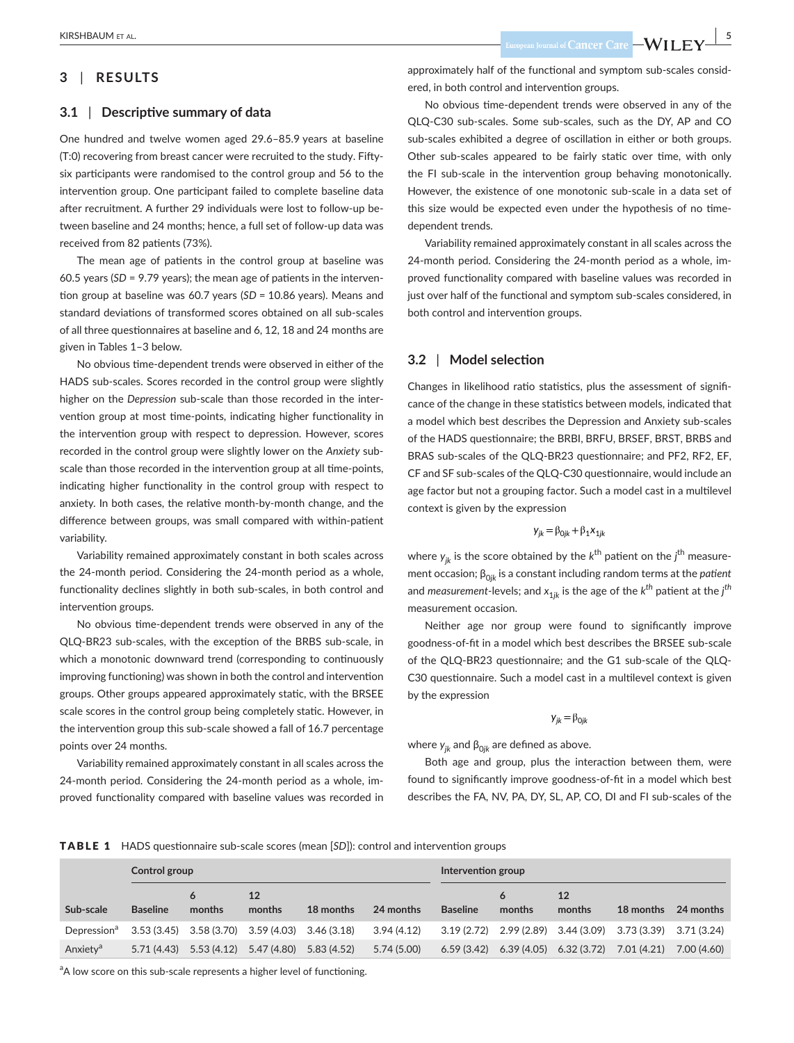## 3 | RESULTS

### 3.1 | Descriptive summary of data

One hundred and twelve women aged 29.6–85.9 years at baseline (T:0) recovering from breast cancer were recruited to the study. Fifty-six participants were randomised to the control group and 56 to the intervention group. One participant failed to complete baseline data after recruitment. A further 29 individuals were lost to follow-up between baseline and 24 months; hence, a full set of follow-up data was received from 82 patients (73%).

The mean age of patients in the control group at baseline was 60.5 years (*SD* = 9.79 years); the mean age of patients in the intervention group at baseline was 60.7 years (*SD* = 10.86 years). Means and standard deviations of transformed scores obtained on all sub-scales of all three questionnaires at baseline and 6, 12, 18 and 24 months are given in Tables 1–3 below.

No obvious time-dependent trends were observed in either of the HADS sub-scales. Scores recorded in the control group were slightly higher on the *Depression* sub-scale than those recorded in the intervention group at most time-points, indicating higher functionality in the intervention group with respect to depression. However, scores recorded in the control group were slightly lower on the *Anxiety* sub-scale than those recorded in the intervention group at all time-points, indicating higher functionality in the control group with respect to anxiety. In both cases, the relative month-by-month change, and the difference between groups, was small compared with within-patient variability.

Variability remained approximately constant in both scales across the 24-month period. Considering the 24-month period as a whole, functionality declines slightly in both sub-scales, in both control and intervention groups.

No obvious time-dependent trends were observed in any of the QLQ-BR23 sub-scales, with the exception of the BRBS sub-scale, in which a monotonic downward trend (corresponding to continuously improving functioning) was shown in both the control and intervention groups. Other groups appeared approximately static, with the BRSEE scale scores in the control group being completely static. However, in the intervention group this sub-scale showed a fall of 16.7 percentage points over 24 months.

Variability remained approximately constant in all scales across the 24-month period. Considering the 24-month period as a whole, improved functionality compared with baseline values was recorded in approximately half of the functional and symptom sub-scales considered, in both control and intervention groups.

No obvious time-dependent trends were observed in any of the QLQ-C30 sub-scales. Some sub-scales, such as the DY, AP and CO sub-scales exhibited a degree of oscillation in either or both groups. Other sub-scales appeared to be fairly static over time, with only the FI sub-scale in the intervention group behaving monotonically. However, the existence of one monotonic sub-scale in a data set of this size would be expected even under the hypothesis of no time-dependent trends.

Variability remained approximately constant in all scales across the 24-month period. Considering the 24-month period as a whole, improved functionality compared with baseline values was recorded in just over half of the functional and symptom sub-scales considered, in both control and intervention groups.

### 3.2 | Model selection

Changes in likelihood ratio statistics, plus the assessment of significance of the change in these statistics between models, indicated that a model which best describes the Depression and Anxiety sub-scales of the HADS questionnaire; the BRBI, BRFU, BRSEF, BRST, BRBS and BRAS sub-scales of the QLQ-BR23 questionnaire; and PF2, RF2, EF, CF and SF sub-scales of the QLQ-C30 questionnaire, would include an age factor but not a grouping factor. Such a model cast in a multilevel context is given by the expression

$$y_{jk} = \beta_{0jk} + \beta_1 x_{1jk}$$

where $y_{jk}$ is the score obtained by the $k^{th}$ patient on the $j^{th}$ measurement occasion; $\beta_{0jk}$ is a constant including random terms at the *patient* and *measurement*-levels; and $x_{1jk}$ is the age of the $k^{th}$ patient at the $j^{th}$ measurement occasion.

Neither age nor group were found to significantly improve goodness-of-fit in a model which best describes the BRSEE sub-scale of the QLQ-BR23 questionnaire; and the G1 sub-scale of the QLQ-C30 questionnaire. Such a model cast in a multilevel context is given by the expression

$$y_{jk} = \beta_{0jk}$$

where $y_{jk}$ and $\beta_{0jk}$ are defined as above.

Both age and group, plus the interaction between them, were found to significantly improve goodness-of-fit in a model which best describes the FA, NV, PA, DY, SL, AP, CO, DI and FI sub-scales of the

**TABLE 1** HADS questionnaire sub-scale scores (mean [*SD*]): control and intervention groups

| | Control group | | | | | Intervention group | | | | |
|---|---|---|---|---|---|---|---|---|---|---|
| Sub-scale | Baseline | 6 months | 12 months | 18 months | 24 months | Baseline | 6 months | 12 months | 18 months | 24 months |
| Depression[a] | 3.53 (3.45) | 3.58 (3.70) | 3.59 (4.03) | 3.46 (3.18) | 3.94 (4.12) | 3.19 (2.72) | 2.99 (2.89) | 3.44 (3.09) | 3.73 (3.39) | 3.71 (3.24) |
| Anxiety[a] | 5.71 (4.43) | 5.53 (4.12) | 5.47 (4.80) | 5.83 (4.52) | 5.74 (5.00) | 6.59 (3.42) | 6.39 (4.05) | 6.32 (3.72) | 7.01 (4.21) | 7.00 (4.60) |

[a]A low score on this sub-scale represents a higher level of functioning.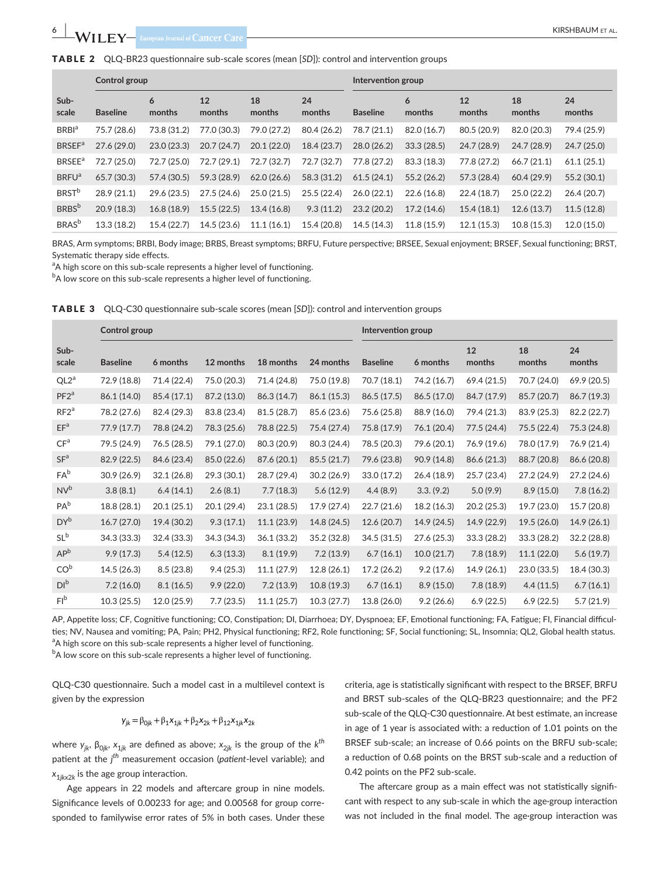**TABLE 2** QLQ-BR23 questionnaire sub-scale scores (mean [*SD*]): control and intervention groups

| Sub-scale | Control group | | | | | Intervention group | | | | |
|---|---|---|---|---|---|---|---|---|---|---|
| | Baseline | 6 months | 12 months | 18 months | 24 months | Baseline | 6 months | 12 months | 18 months | 24 months |
| BRBI[a] | 75.7 (28.6) | 73.8 (31.2) | 77.0 (30.3) | 79.0 (27.2) | 80.4 (26.2) | 78.7 (21.1) | 82.0 (16.7) | 80.5 (20.9) | 82.0 (20.3) | 79.4 (25.9) |
| BRSEF[a] | 27.6 (29.0) | 23.0 (23.3) | 20.7 (24.7) | 20.1 (22.0) | 18.4 (23.7) | 28.0 (26.2) | 33.3 (28.5) | 24.7 (28.9) | 24.7 (28.9) | 24.7 (25.0) |
| BRSEE[a] | 72.7 (25.0) | 72.7 (25.0) | 72.7 (29.1) | 72.7 (32.7) | 72.7 (32.7) | 77.8 (27.2) | 83.3 (18.3) | 77.8 (27.2) | 66.7 (21.1) | 61.1 (25.1) |
| BRFU[a] | 65.7 (30.3) | 57.4 (30.5) | 59.3 (28.9) | 62.0 (26.6) | 58.3 (31.2) | 61.5 (24.1) | 55.2 (26.2) | 57.3 (28.4) | 60.4 (29.9) | 55.2 (30.1) |
| BRST[b] | 28.9 (21.1) | 29.6 (23.5) | 27.5 (24.6) | 25.0 (21.5) | 25.5 (22.4) | 26.0 (22.1) | 22.6 (16.8) | 22.4 (18.7) | 25.0 (22.2) | 26.4 (20.7) |
| BRBS[b] | 20.9 (18.3) | 16.8 (18.9) | 15.5 (22.5) | 13.4 (16.8) | 9.3 (11.2) | 23.2 (20.2) | 17.2 (14.6) | 15.4 (18.1) | 12.6 (13.7) | 11.5 (12.8) |
| BRAS[b] | 13.3 (18.2) | 15.4 (22.7) | 14.5 (23.6) | 11.1 (16.1) | 15.4 (20.8) | 14.5 (14.3) | 11.8 (15.9) | 12.1 (15.3) | 10.8 (15.3) | 12.0 (15.0) |

BRAS, Arm symptoms; BRBI, Body image; BRBS, Breast symptoms; BRFU, Future perspective; BRSEE, Sexual enjoyment; BRSEF, Sexual functioning; BRST, Systematic therapy side effects.
[a]A high score on this sub-scale represents a higher level of functioning.
[b]A low score on this sub-scale represents a higher level of functioning.

**TABLE 3** QLQ-C30 questionnaire sub-scale scores (mean [*SD*]): control and intervention groups

| Sub-scale | Control group | | | | | Intervention group | | | | |
|---|---|---|---|---|---|---|---|---|---|---|
| | Baseline | 6 months | 12 months | 18 months | 24 months | Baseline | 6 months | 12 months | 18 months | 24 months |
| QL2[a] | 72.9 (18.8) | 71.4 (22.4) | 75.0 (20.3) | 71.4 (24.8) | 75.0 (19.8) | 70.7 (18.1) | 74.2 (16.7) | 69.4 (21.5) | 70.7 (24.0) | 69.9 (20.5) |
| PF2[a] | 86.1 (14.0) | 85.4 (17.1) | 87.2 (13.0) | 86.3 (14.7) | 86.1 (15.3) | 86.5 (17.5) | 86.5 (17.0) | 84.7 (17.9) | 85.7 (20.7) | 86.7 (19.3) |
| RF2[a] | 78.2 (27.6) | 82.4 (29.3) | 83.8 (23.4) | 81.5 (28.7) | 85.6 (23.6) | 75.6 (25.8) | 88.9 (16.0) | 79.4 (21.3) | 83.9 (25.3) | 82.2 (22.7) |
| EF[a] | 77.9 (17.7) | 78.8 (24.2) | 78.3 (25.6) | 78.8 (22.5) | 75.4 (27.4) | 75.8 (17.9) | 76.1 (20.4) | 77.5 (24.4) | 75.5 (22.4) | 75.3 (24.8) |
| CF[a] | 79.5 (24.9) | 76.5 (28.5) | 79.1 (27.0) | 80.3 (20.9) | 80.3 (24.4) | 78.5 (20.3) | 79.6 (20.1) | 76.9 (19.6) | 78.0 (17.9) | 76.9 (21.4) |
| SF[a] | 82.9 (22.5) | 84.6 (23.4) | 85.0 (22.6) | 87.6 (20.1) | 85.5 (21.7) | 79.6 (23.8) | 90.9 (14.8) | 86.6 (21.3) | 88.7 (20.8) | 86.6 (20.8) |
| FA[b] | 30.9 (26.9) | 32.1 (26.8) | 29.3 (30.1) | 28.7 (29.4) | 30.2 (26.9) | 33.0 (17.2) | 26.4 (18.9) | 25.7 (23.4) | 27.2 (24.9) | 27.2 (24.6) |
| NV[b] | 3.8 (8.1) | 6.4 (14.1) | 2.6 (8.1) | 7.7 (18.3) | 5.6 (12.9) | 4.4 (8.9) | 3.3. (9.2) | 5.0 (9.9) | 8.9 (15.0) | 7.8 (16.2) |
| PA[b] | 18.8 (28.1) | 20.1 (25.1) | 20.1 (29.4) | 23.1 (28.5) | 17.9 (27.4) | 22.7 (21.6) | 18.2 (16.3) | 20.2 (25.3) | 19.7 (23.0) | 15.7 (20.8) |
| DY[b] | 16.7 (27.0) | 19.4 (30.2) | 9.3 (17.1) | 11.1 (23.9) | 14.8 (24.5) | 12.6 (20.7) | 14.9 (24.5) | 14.9 (22.9) | 19.5 (26.0) | 14.9 (26.1) |
| SL[b] | 34.3 (33.3) | 32.4 (33.3) | 34.3 (34.3) | 36.1 (33.2) | 35.2 (32.8) | 34.5 (31.5) | 27.6 (25.3) | 33.3 (28.2) | 33.3 (28.2) | 32.2 (28.8) |
| AP[b] | 9.9 (17.3) | 5.4 (12.5) | 6.3 (13.3) | 8.1 (19.9) | 7.2 (13.9) | 6.7 (16.1) | 10.0 (21.7) | 7.8 (18.9) | 11.1 (22.0) | 5.6 (19.7) |
| CO[b] | 14.5 (26.3) | 8.5 (23.8) | 9.4 (25.3) | 11.1 (27.9) | 12.8 (26.1) | 17.2 (26.2) | 9.2 (17.6) | 14.9 (26.1) | 23.0 (33.5) | 18.4 (30.3) |
| DI[b] | 7.2 (16.0) | 8.1 (16.5) | 9.9 (22.0) | 7.2 (13.9) | 10.8 (19.3) | 6.7 (16.1) | 8.9 (15.0) | 7.8 (18.9) | 4.4 (11.5) | 6.7 (16.1) |
| FI[b] | 10.3 (25.5) | 12.0 (25.9) | 7.7 (23.5) | 11.1 (25.7) | 10.3 (27.7) | 13.8 (26.0) | 9.2 (26.6) | 6.9 (22.5) | 6.9 (22.5) | 5.7 (21.9) |

AP, Appetite loss; CF, Cognitive functioning; CO, Constipation; DI, Diarrhoea; DY, Dyspnoea; EF, Emotional functioning; FA, Fatigue; FI, Financial difficulties; NV, Nausea and vomiting; PA, Pain; PH2, Physical functioning; RF2, Role functioning; SF, Social functioning; SL, Insomnia; QL2, Global health status.
[a]A high score on this sub-scale represents a higher level of functioning.
[b]A low score on this sub-scale represents a higher level of functioning.

QLQ-C30 questionnaire. Such a model cast in a multilevel context is given by the expression

$$y_{jk} = \beta_{0jk} + \beta_1 x_{1jk} + \beta_2 x_{2k} + \beta_{12} x_{1jk} x_{2k}$$

where $y_{jk}$, $\beta_{0jk}$, $x_{1jk}$ are defined as above; $x_{2jk}$ is the group of the $k^{th}$ patient at the $j^{th}$ measurement occasion (*patient*-level variable); and $x_{1jkx2k}$ is the age group interaction.

Age appears in 22 models and aftercare group in nine models. Significance levels of 0.00233 for age; and 0.00568 for group corresponded to familywise error rates of 5% in both cases. Under these criteria, age is statistically significant with respect to the BRSEF, BRFU and BRST sub-scales of the QLQ-BR23 questionnaire; and the PF2 sub-scale of the QLQ-C30 questionnaire. At best estimate, an increase in age of 1 year is associated with: a reduction of 1.01 points on the BRSEF sub-scale; an increase of 0.66 points on the BRFU sub-scale; a reduction of 0.68 points on the BRST sub-scale and a reduction of 0.42 points on the PF2 sub-scale.

The aftercare group as a main effect was not statistically significant with respect to any sub-scale in which the age·group interaction was not included in the final model. The age·group interaction was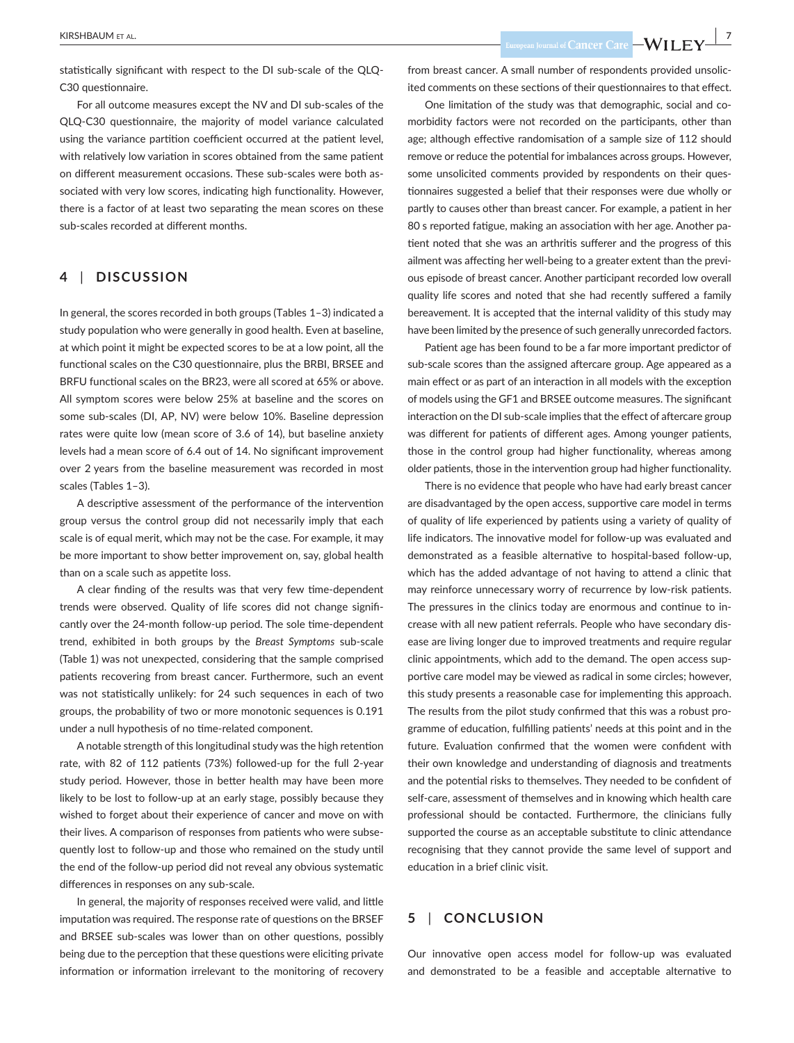statistically significant with respect to the DI sub-scale of the QLQ-C30 questionnaire.

For all outcome measures except the NV and DI sub-scales of the QLQ-C30 questionnaire, the majority of model variance calculated using the variance partition coefficient occurred at the patient level, with relatively low variation in scores obtained from the same patient on different measurement occasions. These sub-scales were both associated with very low scores, indicating high functionality. However, there is a factor of at least two separating the mean scores on these sub-scales recorded at different months.

## 4 | DISCUSSION

In general, the scores recorded in both groups (Tables 1–3) indicated a study population who were generally in good health. Even at baseline, at which point it might be expected scores to be at a low point, all the functional scales on the C30 questionnaire, plus the BRBI, BRSEE and BRFU functional scales on the BR23, were all scored at 65% or above. All symptom scores were below 25% at baseline and the scores on some sub-scales (DI, AP, NV) were below 10%. Baseline depression rates were quite low (mean score of 3.6 of 14), but baseline anxiety levels had a mean score of 6.4 out of 14. No significant improvement over 2 years from the baseline measurement was recorded in most scales (Tables 1–3).

A descriptive assessment of the performance of the intervention group versus the control group did not necessarily imply that each scale is of equal merit, which may not be the case. For example, it may be more important to show better improvement on, say, global health than on a scale such as appetite loss.

A clear finding of the results was that very few time-dependent trends were observed. Quality of life scores did not change significantly over the 24-month follow-up period. The sole time-dependent trend, exhibited in both groups by the *Breast Symptoms* sub-scale (Table 1) was not unexpected, considering that the sample comprised patients recovering from breast cancer. Furthermore, such an event was not statistically unlikely: for 24 such sequences in each of two groups, the probability of two or more monotonic sequences is 0.191 under a null hypothesis of no time-related component.

A notable strength of this longitudinal study was the high retention rate, with 82 of 112 patients (73%) followed-up for the full 2-year study period. However, those in better health may have been more likely to be lost to follow-up at an early stage, possibly because they wished to forget about their experience of cancer and move on with their lives. A comparison of responses from patients who were subsequently lost to follow-up and those who remained on the study until the end of the follow-up period did not reveal any obvious systematic differences in responses on any sub-scale.

In general, the majority of responses received were valid, and little imputation was required. The response rate of questions on the BRSEF and BRSEE sub-scales was lower than on other questions, possibly being due to the perception that these questions were eliciting private information or information irrelevant to the monitoring of recovery from breast cancer. A small number of respondents provided unsolicited comments on these sections of their questionnaires to that effect.

One limitation of the study was that demographic, social and co-morbidity factors were not recorded on the participants, other than age; although effective randomisation of a sample size of 112 should remove or reduce the potential for imbalances across groups. However, some unsolicited comments provided by respondents on their questionnaires suggested a belief that their responses were due wholly or partly to causes other than breast cancer. For example, a patient in her 80 s reported fatigue, making an association with her age. Another patient noted that she was an arthritis sufferer and the progress of this ailment was affecting her well-being to a greater extent than the previous episode of breast cancer. Another participant recorded low overall quality life scores and noted that she had recently suffered a family bereavement. It is accepted that the internal validity of this study may have been limited by the presence of such generally unrecorded factors.

Patient age has been found to be a far more important predictor of sub-scale scores than the assigned aftercare group. Age appeared as a main effect or as part of an interaction in all models with the exception of models using the GF1 and BRSEE outcome measures. The significant interaction on the DI sub-scale implies that the effect of aftercare group was different for patients of different ages. Among younger patients, those in the control group had higher functionality, whereas among older patients, those in the intervention group had higher functionality.

There is no evidence that people who have had early breast cancer are disadvantaged by the open access, supportive care model in terms of quality of life experienced by patients using a variety of quality of life indicators. The innovative model for follow-up was evaluated and demonstrated as a feasible alternative to hospital-based follow-up, which has the added advantage of not having to attend a clinic that may reinforce unnecessary worry of recurrence by low-risk patients. The pressures in the clinics today are enormous and continue to increase with all new patient referrals. People who have secondary disease are living longer due to improved treatments and require regular clinic appointments, which add to the demand. The open access supportive care model may be viewed as radical in some circles; however, this study presents a reasonable case for implementing this approach. The results from the pilot study confirmed that this was a robust programme of education, fulfilling patients' needs at this point and in the future. Evaluation confirmed that the women were confident with their own knowledge and understanding of diagnosis and treatments and the potential risks to themselves. They needed to be confident of self-care, assessment of themselves and in knowing which health care professional should be contacted. Furthermore, the clinicians fully supported the course as an acceptable substitute to clinic attendance recognising that they cannot provide the same level of support and education in a brief clinic visit.

## 5 | CONCLUSION

Our innovative open access model for follow-up was evaluated and demonstrated to be a feasible and acceptable alternative to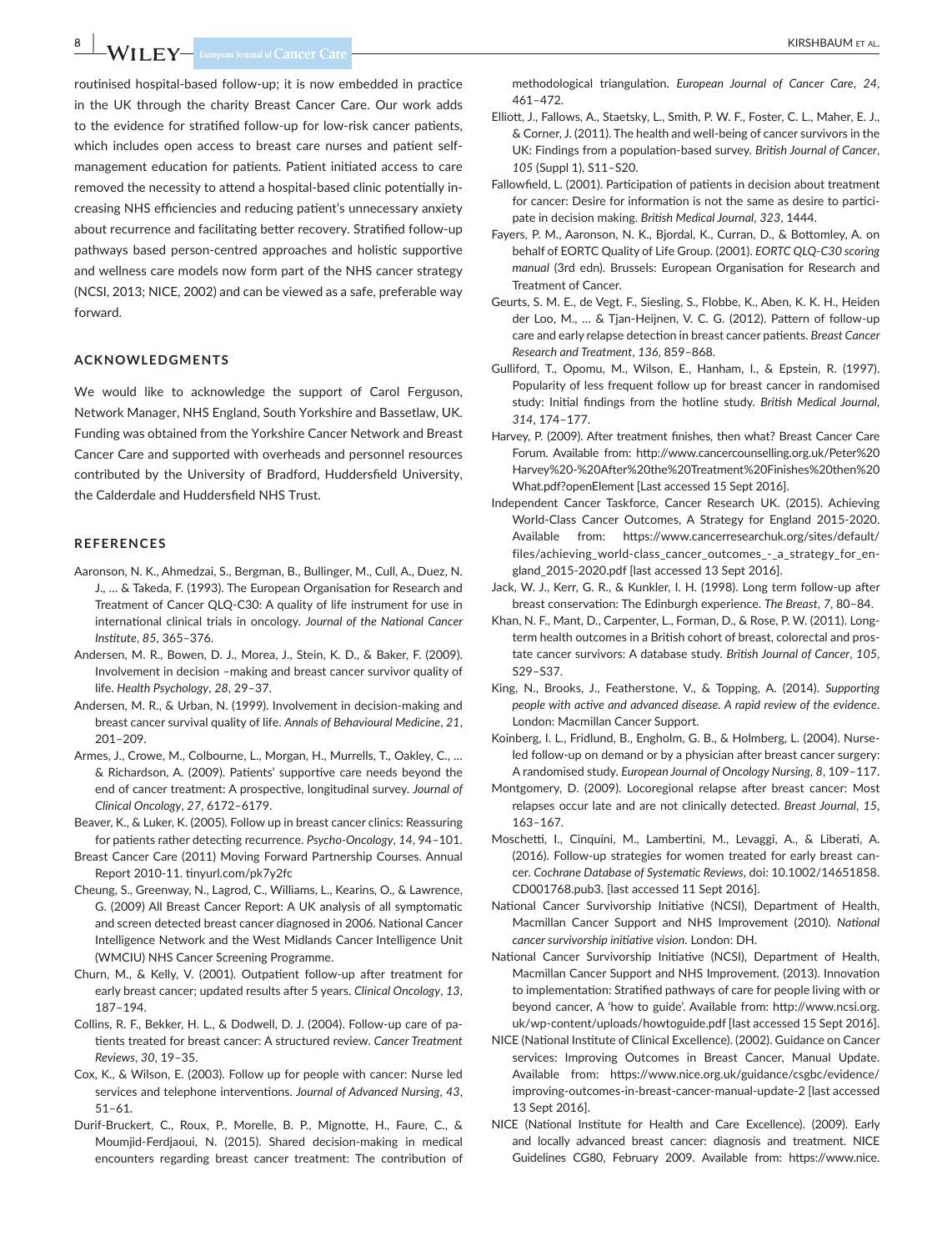routinised hospital-based follow-up; it is now embedded in practice in the UK through the charity Breast Cancer Care. Our work adds to the evidence for stratified follow-up for low-risk cancer patients, which includes open access to breast care nurses and patient self-management education for patients. Patient initiated access to care removed the necessity to attend a hospital-based clinic potentially increasing NHS efficiencies and reducing patient's unnecessary anxiety about recurrence and facilitating better recovery. Stratified follow-up pathways based person-centred approaches and holistic supportive and wellness care models now form part of the NHS cancer strategy (NCSI, 2013; NICE, 2002) and can be viewed as a safe, preferable way forward.

## ACKNOWLEDGMENTS

We would like to acknowledge the support of Carol Ferguson, Network Manager, NHS England, South Yorkshire and Bassetlaw, UK. Funding was obtained from the Yorkshire Cancer Network and Breast Cancer Care and supported with overheads and personnel resources contributed by the University of Bradford, Huddersfield University, the Calderdale and Huddersfield NHS Trust.

## REFERENCES

Aaronson, N. K., Ahmedzai, S., Bergman, B., Bullinger, M., Cull, A., Duez, N. J., … & Takeda, F. (1993). The European Organisation for Research and Treatment of Cancer QLQ-C30: A quality of life instrument for use in international clinical trials in oncology. *Journal of the National Cancer Institute*, *85*, 365–376.

Andersen, M. R., Bowen, D. J., Morea, J., Stein, K. D., & Baker, F. (2009). Involvement in decision –making and breast cancer survivor quality of life. *Health Psychology*, *28*, 29–37.

Andersen, M. R., & Urban, N. (1999). Involvement in decision-making and breast cancer survival quality of life. *Annals of Behavioural Medicine*, *21*, 201–209.

Armes, J., Crowe, M., Colbourne, L., Morgan, H., Murrells, T., Oakley, C., … & Richardson, A. (2009). Patients' supportive care needs beyond the end of cancer treatment: A prospective, longitudinal survey. *Journal of Clinical Oncology*, *27*, 6172–6179.

Beaver, K., & Luker, K. (2005). Follow up in breast cancer clinics: Reassuring for patients rather detecting recurrence. *Psycho-Oncology*, *14*, 94–101.

Breast Cancer Care (2011) Moving Forward Partnership Courses. Annual Report 2010-11. tinyurl.com/pk7y2fc

Cheung, S., Greenway, N., Lagrod, C., Williams, L., Kearins, O., & Lawrence, G. (2009) All Breast Cancer Report: A UK analysis of all symptomatic and screen detected breast cancer diagnosed in 2006. National Cancer Intelligence Network and the West Midlands Cancer Intelligence Unit (WMCIU) NHS Cancer Screening Programme.

Churn, M., & Kelly, V. (2001). Outpatient follow-up after treatment for early breast cancer; updated results after 5 years. *Clinical Oncology*, *13*, 187–194.

Collins, R. F., Bekker, H. L., & Dodwell, D. J. (2004). Follow-up care of patients treated for breast cancer: A structured review. *Cancer Treatment Reviews*, *30*, 19–35.

Cox, K., & Wilson, E. (2003). Follow up for people with cancer: Nurse led services and telephone interventions. *Journal of Advanced Nursing*, *43*, 51–61.

Durif-Bruckert, C., Roux, P., Morelle, B. P., Mignotte, H., Faure, C., & Moumjid-Ferdjaoui, N. (2015). Shared decision-making in medical encounters regarding breast cancer treatment: The contribution of methodological triangulation. *European Journal of Cancer Care*, *24*, 461–472.

Elliott, J., Fallows, A., Staetsky, L., Smith, P. W. F., Foster, C. L., Maher, E. J., & Corner, J. (2011). The health and well-being of cancer survivors in the UK: Findings from a population-based survey. *British Journal of Cancer*, *105* (Suppl 1), S11–S20.

Fallowfield, L. (2001). Participation of patients in decision about treatment for cancer: Desire for information is not the same as desire to participate in decision making. *British Medical Journal*, *323*, 1444.

Fayers, P. M., Aaronson, N. K., Bjordal, K., Curran, D., & Bottomley, A. on behalf of EORTC Quality of Life Group. (2001). *EORTC QLQ-C30 scoring manual* (3rd edn). Brussels: European Organisation for Research and Treatment of Cancer.

Geurts, S. M. E., de Vegt, F., Siesling, S., Flobbe, K., Aben, K. K. H., Heiden der Loo, M., … & Tjan-Heijnen, V. C. G. (2012). Pattern of follow-up care and early relapse detection in breast cancer patients. *Breast Cancer Research and Treatment*, *136*, 859–868.

Gulliford, T., Opomu, M., Wilson, E., Hanham, I., & Epstein, R. (1997). Popularity of less frequent follow up for breast cancer in randomised study: Initial findings from the hotline study. *British Medical Journal*, *314*, 174–177.

Harvey, P. (2009). After treatment finishes, then what? Breast Cancer Care Forum. Available from: http://www.cancercounselling.org.uk/Peter%20Harvey%20-%20After%20the%20Treatment%20Finishes%20then%20What.pdf?openElement [Last accessed 15 Sept 2016].

Independent Cancer Taskforce, Cancer Research UK. (2015). Achieving World-Class Cancer Outcomes, A Strategy for England 2015-2020. Available from: https://www.cancerresearchuk.org/sites/default/files/achieving_world-class_cancer_outcomes_-_a_strategy_for_england_2015-2020.pdf [last accessed 13 Sept 2016].

Jack, W. J., Kerr, G. R., & Kunkler, I. H. (1998). Long term follow-up after breast conservation: The Edinburgh experience. *The Breast*, *7*, 80–84.

Khan, N. F., Mant, D., Carpenter, L., Forman, D., & Rose, P. W. (2011). Long-term health outcomes in a British cohort of breast, colorectal and prostate cancer survivors: A database study. *British Journal of Cancer*, *105*, S29–S37.

King, N., Brooks, J., Featherstone, V., & Topping, A. (2014). *Supporting people with active and advanced disease. A rapid review of the evidence*. London: Macmillan Cancer Support.

Koinberg, I. L., Fridlund, B., Engholm, G. B., & Holmberg, L. (2004). Nurse-led follow-up on demand or by a physician after breast cancer surgery: A randomised study. *European Journal of Oncology Nursing*, *8*, 109–117.

Montgomery, D. (2009). Locoregional relapse after breast cancer: Most relapses occur late and are not clinically detected. *Breast Journal*, *15*, 163–167.

Moschetti, I., Cinquini, M., Lambertini, M., Levaggi, A., & Liberati, A. (2016). Follow-up strategies for women treated for early breast cancer. *Cochrane Database of Systematic Reviews*, doi: 10.1002/14651858.CD001768.pub3. [last accessed 11 Sept 2016].

National Cancer Survivorship Initiative (NCSI), Department of Health, Macmillan Cancer Support and NHS Improvement (2010). *National cancer survivorship initiative vision*. London: DH.

National Cancer Survivorship Initiative (NCSI), Department of Health, Macmillan Cancer Support and NHS Improvement. (2013). Innovation to implementation: Stratified pathways of care for people living with or beyond cancer, A 'how to guide'. Available from: http://www.ncsi.org.uk/wp-content/uploads/howtoguide.pdf [last accessed 15 Sept 2016].

NICE (National Institute of Clinical Excellence). (2002). Guidance on Cancer services: Improving Outcomes in Breast Cancer, Manual Update. Available from: https://www.nice.org.uk/guidance/csgbc/evidence/improving-outcomes-in-breast-cancer-manual-update-2 [last accessed 13 Sept 2016].

NICE (National Institute for Health and Care Excellence). (2009). Early and locally advanced breast cancer: diagnosis and treatment. NICE Guidelines CG80, February 2009. Available from: https://www.nice.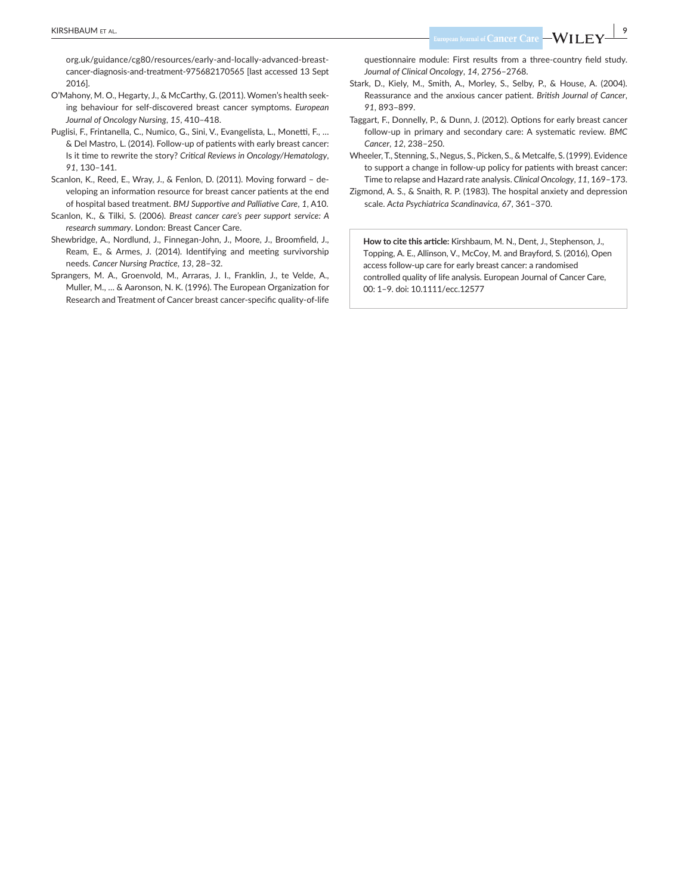org.uk/guidance/cg80/resources/early-and-locally-advanced-breast-cancer-diagnosis-and-treatment-975682170565 [last accessed 13 Sept 2016].

O'Mahony, M. O., Hegarty, J., & McCarthy, G. (2011). Women's health seeking behaviour for self-discovered breast cancer symptoms. *European Journal of Oncology Nursing*, *15*, 410–418.

Puglisi, F., Frintanella, C., Numico, G., Sini, V., Evangelista, L., Monetti, F., … & Del Mastro, L. (2014). Follow-up of patients with early breast cancer: Is it time to rewrite the story? *Critical Reviews in Oncology/Hematology*, *91*, 130–141.

Scanlon, K., Reed, E., Wray, J., & Fenlon, D. (2011). Moving forward – developing an information resource for breast cancer patients at the end of hospital based treatment. *BMJ Supportive and Palliative Care*, *1*, A10.

Scanlon, K., & Tilki, S. (2006). *Breast cancer care's peer support service: A research summary*. London: Breast Cancer Care.

Shewbridge, A., Nordlund, J., Finnegan-John, J., Moore, J., Broomfield, J., Ream, E., & Armes, J. (2014). Identifying and meeting survivorship needs. *Cancer Nursing Practice*, *13*, 28–32.

Sprangers, M. A., Groenvold, M., Arraras, J. I., Franklin, J., te Velde, A., Muller, M., … & Aaronson, N. K. (1996). The European Organization for Research and Treatment of Cancer breast cancer-specific quality-of-life questionnaire module: First results from a three-country field study. *Journal of Clinical Oncology*, *14*, 2756–2768.

Stark, D., Kiely, M., Smith, A., Morley, S., Selby, P., & House, A. (2004). Reassurance and the anxious cancer patient. *British Journal of Cancer*, *91*, 893–899.

Taggart, F., Donnelly, P., & Dunn, J. (2012). Options for early breast cancer follow-up in primary and secondary care: A systematic review. *BMC Cancer*, *12*, 238–250.

Wheeler, T., Stenning, S., Negus, S., Picken, S., & Metcalfe, S. (1999). Evidence to support a change in follow-up policy for patients with breast cancer: Time to relapse and Hazard rate analysis. *Clinical Oncology*, *11*, 169–173.

Zigmond, A. S., & Snaith, R. P. (1983). The hospital anxiety and depression scale. *Acta Psychiatrica Scandinavica*, *67*, 361–370.

**How to cite this article:** Kirshbaum, M. N., Dent, J., Stephenson, J., Topping, A. E., Allinson, V., McCoy, M. and Brayford, S. (2016), Open access follow-up care for early breast cancer: a randomised controlled quality of life analysis. European Journal of Cancer Care, 00: 1–9. doi: 10.1111/ecc.12577